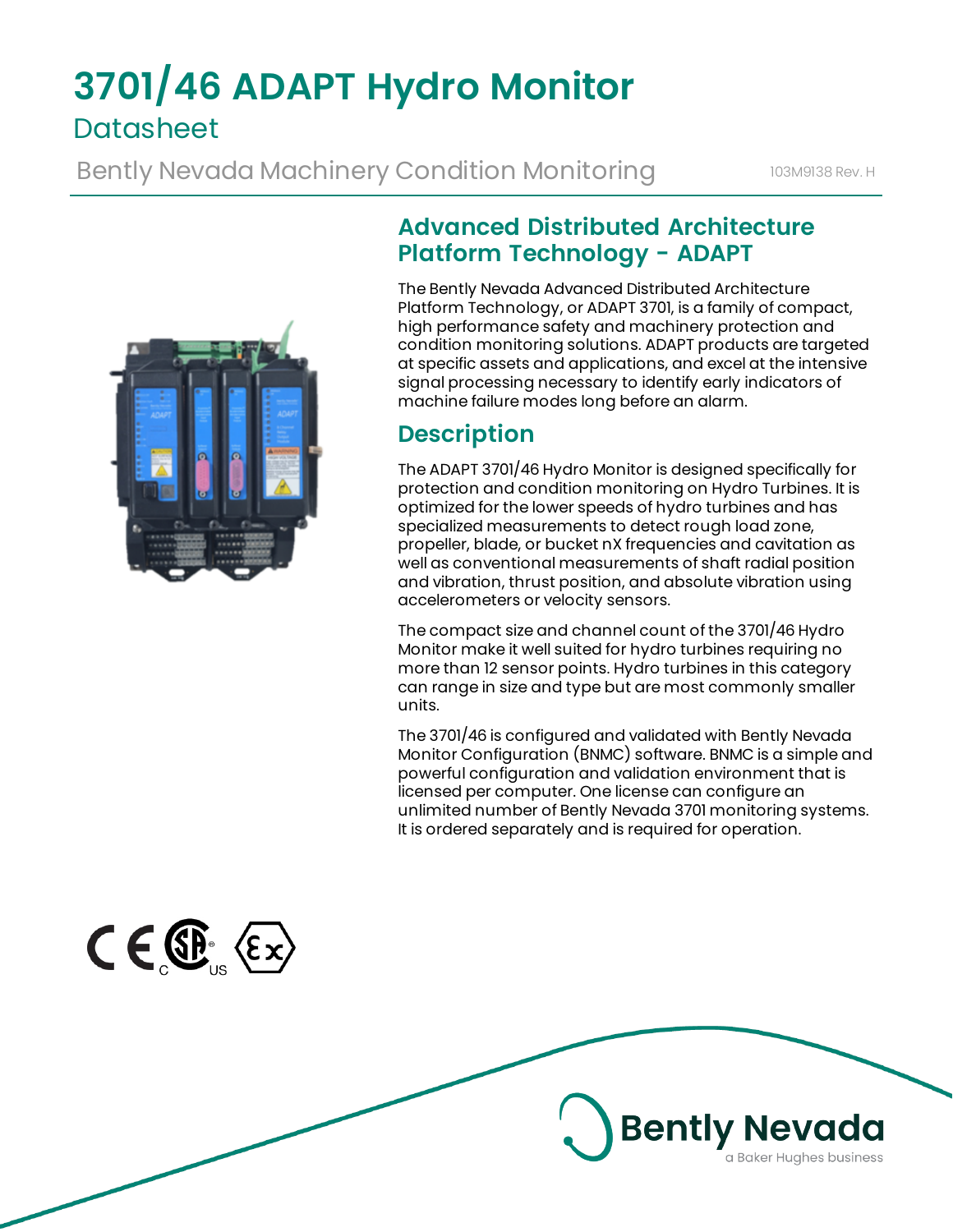# 3701/46 ADAPT Hydro Monitor

Datasheet

Bently Nevada Machinery Condition Monitoring

103M9138 Rev. H

## Advanced Distributed Architecture Platform Technology - ADAPT

The Bently Nevada Advanced Distributed Architecture Platform Technology, or ADAPT 3701, is a family of compact, high performance safety and machinery protection and condition monitoring solutions. ADAPT products are targeted at specific assets and applications, and excel at the intensive signal processing necessary to identify early indicators of machine failure modes long before an alarm.

## Description

The ADAPT 3701/46 Hydro Monitor is designed specifically for protection and condition monitoring on Hydro Turbines. It is optimized for the lower speeds of hydro turbines and has specialized measurements to detect rough load zone, propeller, blade, or bucket nX frequencies and cavitation as well as conventional measurements of shaft radial position and vibration, thrust position, and absolute vibration using accelerometers or velocity sensors.

The compact size and channel count of the 3701/46 Hydro Monitor make it well suited for hydro turbines requiring no more than 12 sensor points. Hydro turbines in this category can range in size and type but are most commonly smaller units.

The 3701/46 is configured and validated with Bently Nevada Monitor Configuration (BNMC) software. BNMC is a simple and powerful configuration and validation environment that is licensed per computer. One license can configure an unlimited number of Bently Nevada 3701 monitoring systems. It is ordered separately and is required for operation.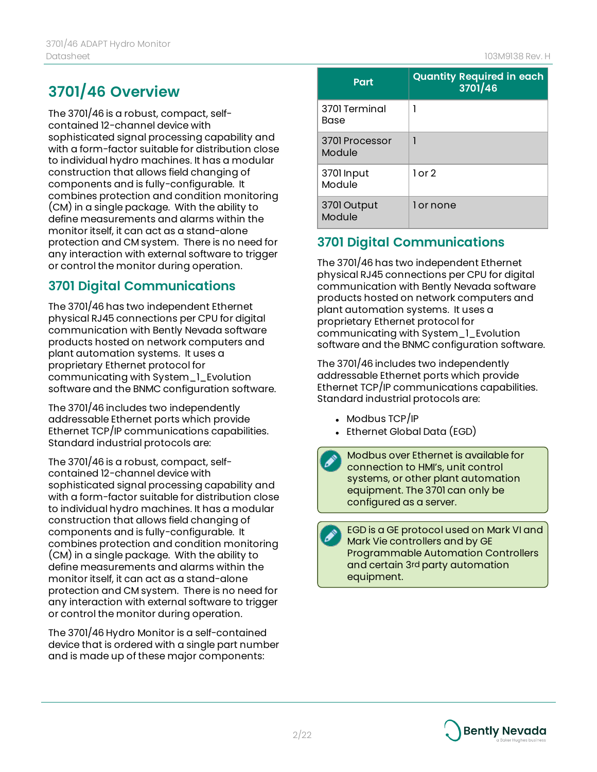# 3701/46 Overview

The 3701/46 is a robust, compact, self-contained 12-channel device with sophisticated signal processing capability and with a form-factor suitable for distribution close to individual hydro machines. It has a modular construction that allows field changing of components and is fully-configurable. It combines protection and condition monitoring (CM) in a single package. With the ability to define measurements and alarms within the monitor itself, it can act as a stand-alone protection and CM system. There is no need for any interaction with external software to trigger or control the monitor during operation.

## 3701 Digital Communications

The 3701/46 has two independent Ethernet physical RJ45 connections per CPU for digital communication with Bently Nevada software products hosted on network computers and plant automation systems. It uses a proprietary Ethernet protocol for communicating with System_1_Evolution software and the BNMC configuration software.

The 3701/46 includes two independently addressable Ethernet ports which provide Ethernet TCP/IP communications capabilities. Standard industrial protocols are:

The 3701/46 is a robust, compact, self-contained 12-channel device with sophisticated signal processing capability and with a form-factor suitable for distribution close to individual hydro machines. It has a modular construction that allows field changing of components and is fully-configurable. It combines protection and condition monitoring (CM) in a single package. With the ability to define measurements and alarms within the monitor itself, it can act as a stand-alone protection and CM system. There is no need for any interaction with external software to trigger or control the monitor during operation.

The 3701/46 Hydro Monitor is a self-contained device that is ordered with a single part number and is made up of these major components:

| Part | Quantity Required in each 3701/46 |
|---|---|
| 3701 Terminal Base | 1 |
| 3701 Processor Module | 1 |
| 3701 Input Module | 1 or 2 |
| 3701 Output Module | 1 or none |

## 3701 Digital Communications

The 3701/46 has two independent Ethernet physical RJ45 connections per CPU for digital communication with Bently Nevada software products hosted on network computers and plant automation systems. It uses a proprietary Ethernet protocol for communicating with System_1_Evolution software and the BNMC configuration software.

The 3701/46 includes two independently addressable Ethernet ports which provide Ethernet TCP/IP communications capabilities. Standard industrial protocols are:

- Modbus TCP/IP
- Ethernet Global Data (EGD)

> Modbus over Ethernet is available for connection to HMI's, unit control systems, or other plant automation equipment. The 3701 can only be configured as a server.

> EGD is a GE protocol used on Mark VI and Mark Vie controllers and by GE Programmable Automation Controllers and certain 3rd party automation equipment.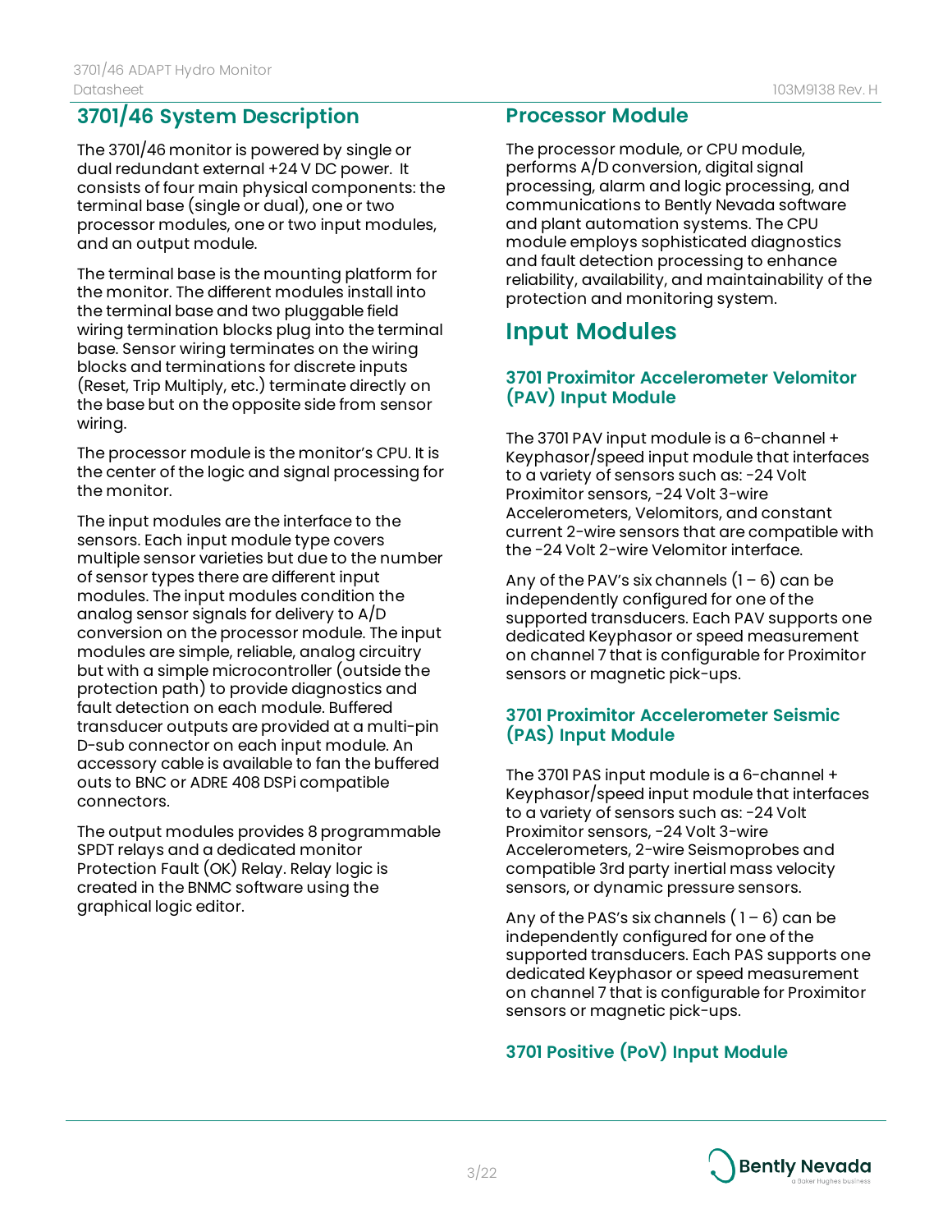## 3701/46 System Description

The 3701/46 monitor is powered by single or dual redundant external +24 V DC power. It consists of four main physical components: the terminal base (single or dual), one or two processor modules, one or two input modules, and an output module.

The terminal base is the mounting platform for the monitor. The different modules install into the terminal base and two pluggable field wiring termination blocks plug into the terminal base. Sensor wiring terminates on the wiring blocks and terminations for discrete inputs (Reset, Trip Multiply, etc.) terminate directly on the base but on the opposite side from sensor wiring.

The processor module is the monitor's CPU. It is the center of the logic and signal processing for the monitor.

The input modules are the interface to the sensors. Each input module type covers multiple sensor varieties but due to the number of sensor types there are different input modules. The input modules condition the analog sensor signals for delivery to A/D conversion on the processor module. The input modules are simple, reliable, analog circuitry but with a simple microcontroller (outside the protection path) to provide diagnostics and fault detection on each module. Buffered transducer outputs are provided at a multi-pin D-sub connector on each input module. An accessory cable is available to fan the buffered outs to BNC or ADRE 408 DSPi compatible connectors.

The output modules provides 8 programmable SPDT relays and a dedicated monitor Protection Fault (OK) Relay. Relay logic is created in the BNMC software using the graphical logic editor.

## Processor Module

The processor module, or CPU module, performs A/D conversion, digital signal processing, alarm and logic processing, and communications to Bently Nevada software and plant automation systems. The CPU module employs sophisticated diagnostics and fault detection processing to enhance reliability, availability, and maintainability of the protection and monitoring system.

# Input Modules

### 3701 Proximitor Accelerometer Velomitor (PAV) Input Module

The 3701 PAV input module is a 6-channel + Keyphasor/speed input module that interfaces to a variety of sensors such as: -24 Volt Proximitor sensors, -24 Volt 3-wire Accelerometers, Velomitors, and constant current 2-wire sensors that are compatible with the -24 Volt 2-wire Velomitor interface.

Any of the PAV's six channels (1 – 6) can be independently configured for one of the supported transducers. Each PAV supports one dedicated Keyphasor or speed measurement on channel 7 that is configurable for Proximitor sensors or magnetic pick-ups.

### 3701 Proximitor Accelerometer Seismic (PAS) Input Module

The 3701 PAS input module is a 6-channel + Keyphasor/speed input module that interfaces to a variety of sensors such as: -24 Volt Proximitor sensors, -24 Volt 3-wire Accelerometers, 2-wire Seismoprobes and compatible 3rd party inertial mass velocity sensors, or dynamic pressure sensors.

Any of the PAS's six channels ( 1 – 6) can be independently configured for one of the supported transducers. Each PAS supports one dedicated Keyphasor or speed measurement on channel 7 that is configurable for Proximitor sensors or magnetic pick-ups.

### 3701 Positive (PoV) Input Module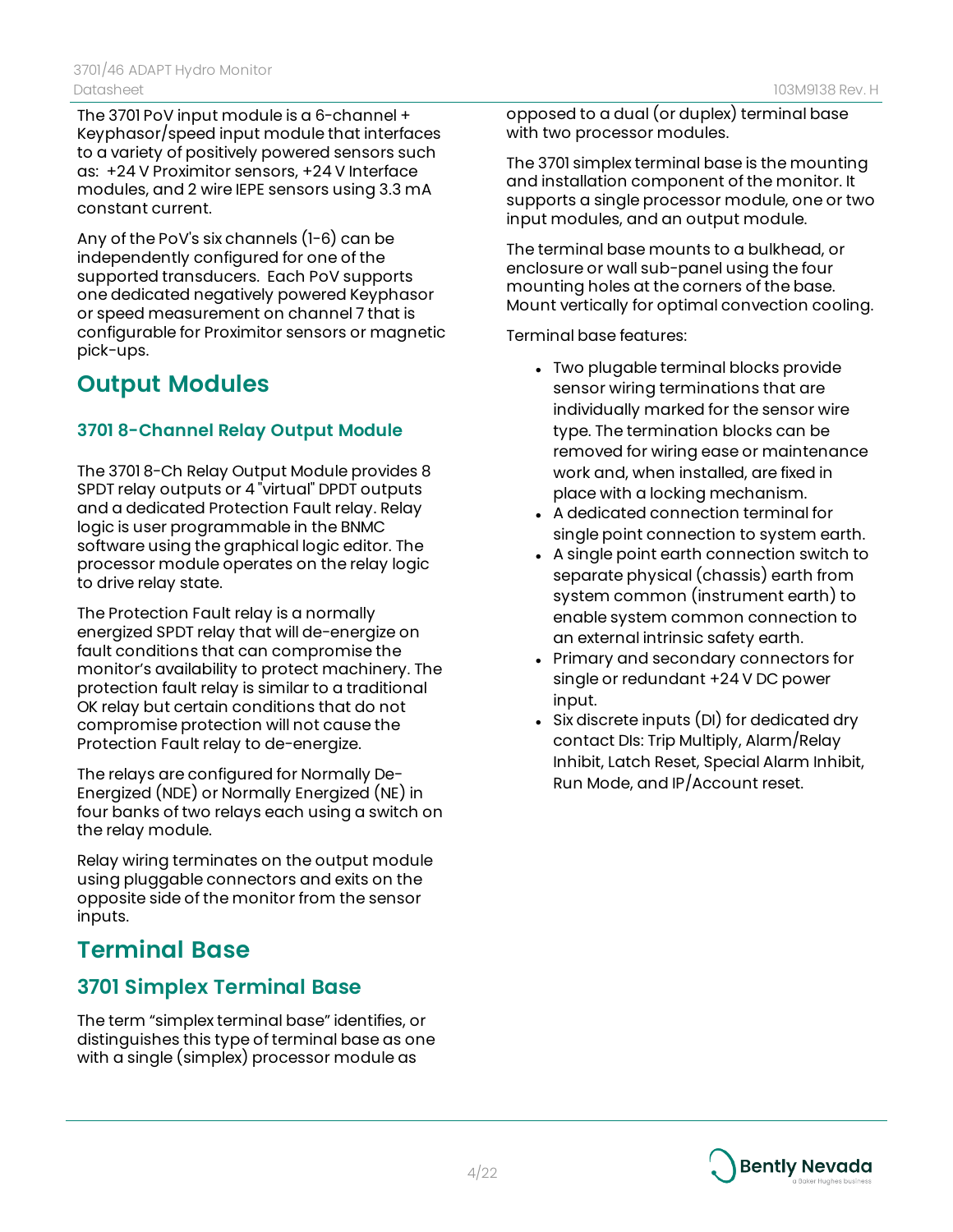The 3701 PoV input module is a 6-channel + Keyphasor/speed input module that interfaces to a variety of positively powered sensors such as: +24 V Proximitor sensors, +24 V Interface modules, and 2 wire IEPE sensors using 3.3 mA constant current.

Any of the PoV's six channels (1-6) can be independently configured for one of the supported transducers. Each PoV supports one dedicated negatively powered Keyphasor or speed measurement on channel 7 that is configurable for Proximitor sensors or magnetic pick-ups.

## Output Modules

### 3701 8-Channel Relay Output Module

The 3701 8-Ch Relay Output Module provides 8 SPDT relay outputs or 4 "virtual" DPDT outputs and a dedicated Protection Fault relay. Relay logic is user programmable in the BNMC software using the graphical logic editor. The processor module operates on the relay logic to drive relay state.

The Protection Fault relay is a normally energized SPDT relay that will de-energize on fault conditions that can compromise the monitor's availability to protect machinery. The protection fault relay is similar to a traditional OK relay but certain conditions that do not compromise protection will not cause the Protection Fault relay to de-energize.

The relays are configured for Normally De-Energized (NDE) or Normally Energized (NE) in four banks of two relays each using a switch on the relay module.

Relay wiring terminates on the output module using pluggable connectors and exits on the opposite side of the monitor from the sensor inputs.

## Terminal Base

### 3701 Simplex Terminal Base

The term "simplex terminal base" identifies, or distinguishes this type of terminal base as one with a single (simplex) processor module as opposed to a dual (or duplex) terminal base with two processor modules.

The 3701 simplex terminal base is the mounting and installation component of the monitor. It supports a single processor module, one or two input modules, and an output module.

The terminal base mounts to a bulkhead, or enclosure or wall sub-panel using the four mounting holes at the corners of the base. Mount vertically for optimal convection cooling.

Terminal base features:

- Two plugable terminal blocks provide sensor wiring terminations that are individually marked for the sensor wire type. The termination blocks can be removed for wiring ease or maintenance work and, when installed, are fixed in place with a locking mechanism.
- A dedicated connection terminal for single point connection to system earth.
- A single point earth connection switch to separate physical (chassis) earth from system common (instrument earth) to enable system common connection to an external intrinsic safety earth.
- Primary and secondary connectors for single or redundant +24 V DC power input.
- Six discrete inputs (DI) for dedicated dry contact DIs: Trip Multiply, Alarm/Relay Inhibit, Latch Reset, Special Alarm Inhibit, Run Mode, and IP/Account reset.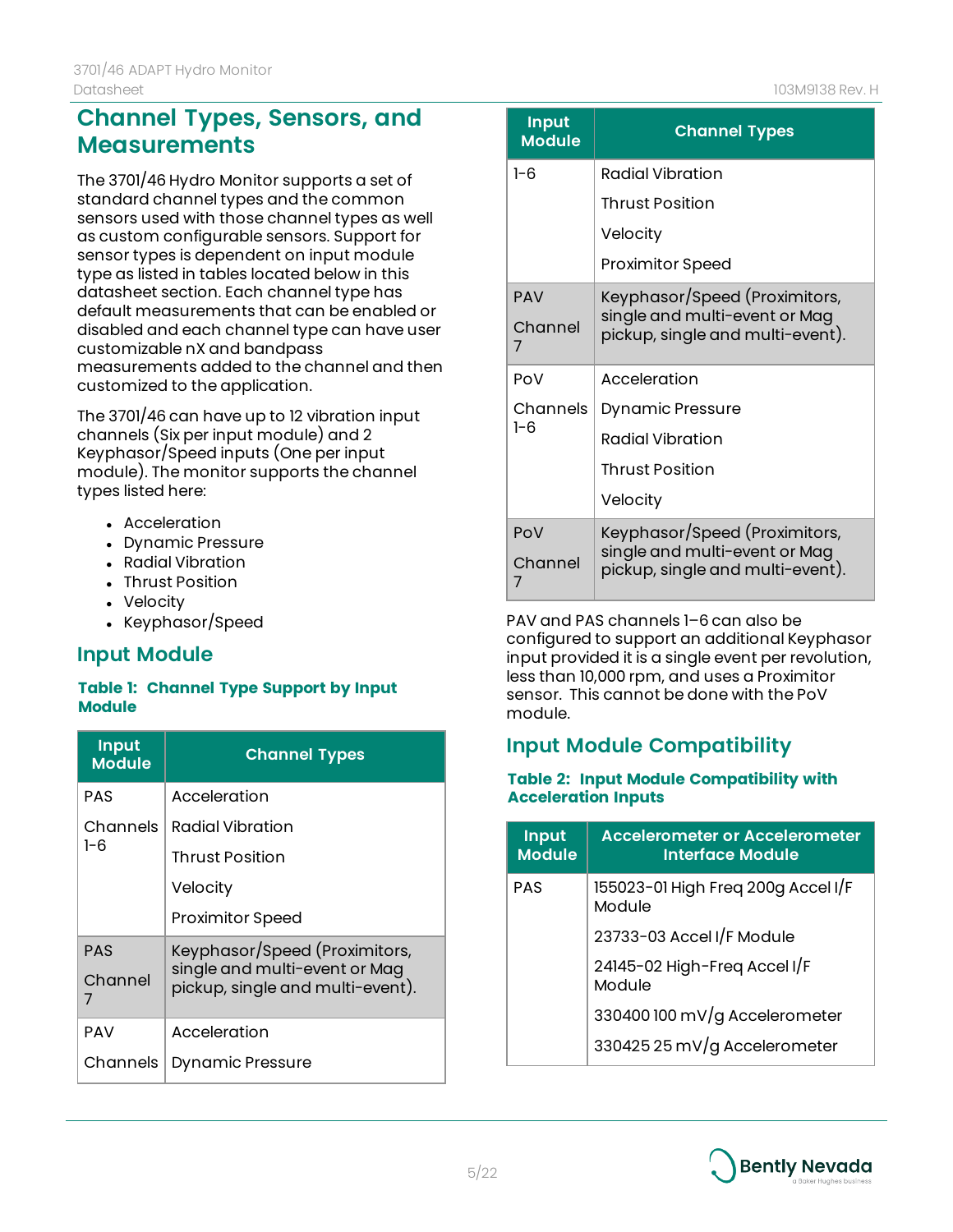## Channel Types, Sensors, and Measurements

The 3701/46 Hydro Monitor supports a set of standard channel types and the common sensors used with those channel types as well as custom configurable sensors. Support for sensor types is dependent on input module type as listed in tables located below in this datasheet section. Each channel type has default measurements that can be enabled or disabled and each channel type can have user customizable nX and bandpass measurements added to the channel and then customized to the application.

The 3701/46 can have up to 12 vibration input channels (Six per input module) and 2 Keyphasor/Speed inputs (One per input module). The monitor supports the channel types listed here:

- Acceleration
- Dynamic Pressure
- Radial Vibration
- Thrust Position
- Velocity
- Keyphasor/Speed

### Input Module

**Table 1: Channel Type Support by Input Module**

| Input Module | Channel Types |
|---|---|
| PAS Channels 1-6 | Acceleration<br>Radial Vibration<br>Thrust Position<br>Velocity<br>Proximitor Speed |
| PAS Channel 7 | Keyphasor/Speed (Proximitors, single and multi-event or Mag pickup, single and multi-event). |
| PAV Channels 1-6 | Acceleration<br>Dynamic Pressure<br>Radial Vibration<br>Thrust Position<br>Velocity<br>Proximitor Speed |
| PAV Channel 7 | Keyphasor/Speed (Proximitors, single and multi-event or Mag pickup, single and multi-event). |
| PoV Channels 1-6 | Acceleration<br>Dynamic Pressure<br>Radial Vibration<br>Thrust Position<br>Velocity |
| PoV Channel 7 | Keyphasor/Speed (Proximitors, single and multi-event or Mag pickup, single and multi-event). |

PAV and PAS channels 1–6 can also be configured to support an additional Keyphasor input provided it is a single event per revolution, less than 10,000 rpm, and uses a Proximitor sensor. This cannot be done with the PoV module.

### Input Module Compatibility

**Table 2: Input Module Compatibility with Acceleration Inputs**

| Input Module | Accelerometer or Accelerometer Interface Module |
|---|---|
| PAS | 155023-01 High Freq 200g Accel I/F Module<br>23733-03 Accel I/F Module<br>24145-02 High-Freq Accel I/F Module<br>330400 100 mV/g Accelerometer<br>330425 25 mV/g Accelerometer |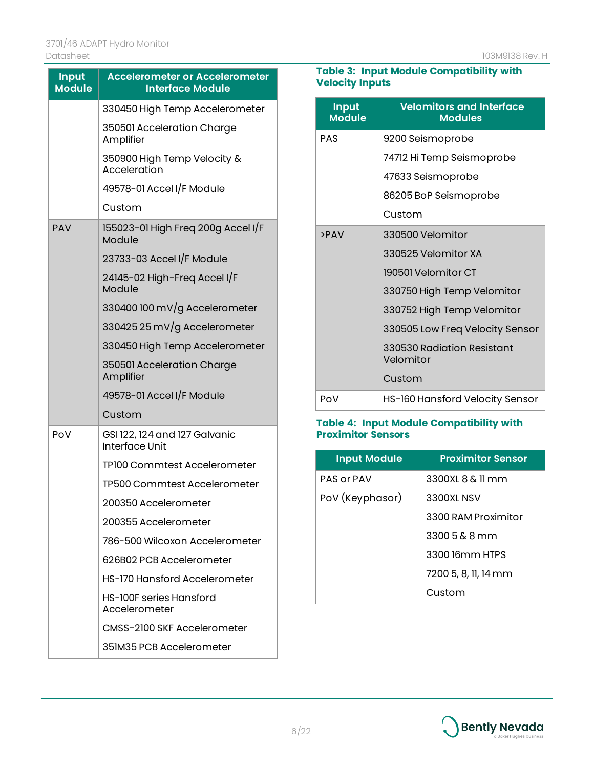| Input Module | Accelerometer or Accelerometer Interface Module |
|---|---|
| | 330450 High Temp Accelerometer |
| | 350501 Acceleration Charge Amplifier |
| | 350900 High Temp Velocity & Acceleration |
| | 49578-01 Accel I/F Module |
| | Custom |
| PAV | 155023-01 High Freq 200g Accel I/F Module |
| | 23733-03 Accel I/F Module |
| | 24145-02 High-Freq Accel I/F Module |
| | 330400 100 mV/g Accelerometer |
| | 330425 25 mV/g Accelerometer |
| | 330450 High Temp Accelerometer |
| | 350501 Acceleration Charge Amplifier |
| | 49578-01 Accel I/F Module |
| | Custom |
| PoV | GSI 122, 124 and 127 Galvanic Interface Unit |
| | TP100 Commtest Accelerometer |
| | TP500 Commtest Accelerometer |
| | 200350 Accelerometer |
| | 200355 Accelerometer |
| | 786-500 Wilcoxon Accelerometer |
| | 626B02 PCB Accelerometer |
| | HS-170 Hansford Accelerometer |
| | HS-100F series Hansford Accelerometer |
| | CMSS-2100 SKF Accelerometer |
| | 351M35 PCB Accelerometer |

**Table 3: Input Module Compatibility with Velocity Inputs**

| Input Module | Velomitors and Interface Modules |
|---|---|
| PAS | 9200 Seismoprobe |
| | 74712 Hi Temp Seismoprobe |
| | 47633 Seismoprobe |
| | 86205 BoP Seismoprobe |
| | Custom |
| >PAV | 330500 Velomitor |
| | 330525 Velomitor XA |
| | 190501 Velomitor CT |
| | 330750 High Temp Velomitor |
| | 330752 High Temp Velomitor |
| | 330505 Low Freq Velocity Sensor |
| | 330530 Radiation Resistant Velomitor |
| | Custom |
| PoV | HS-160 Hansford Velocity Sensor |

**Table 4: Input Module Compatibility with Proximitor Sensors**

| Input Module | Proximitor Sensor |
|---|---|
| PAS or PAV | 3300XL 8 & 11 mm |
| PoV (Keyphasor) | 3300XL NSV |
| | 3300 RAM Proximitor |
| | 3300 5 & 8 mm |
| | 3300 16mm HTPS |
| | 7200 5, 8, 11, 14 mm |
| | Custom |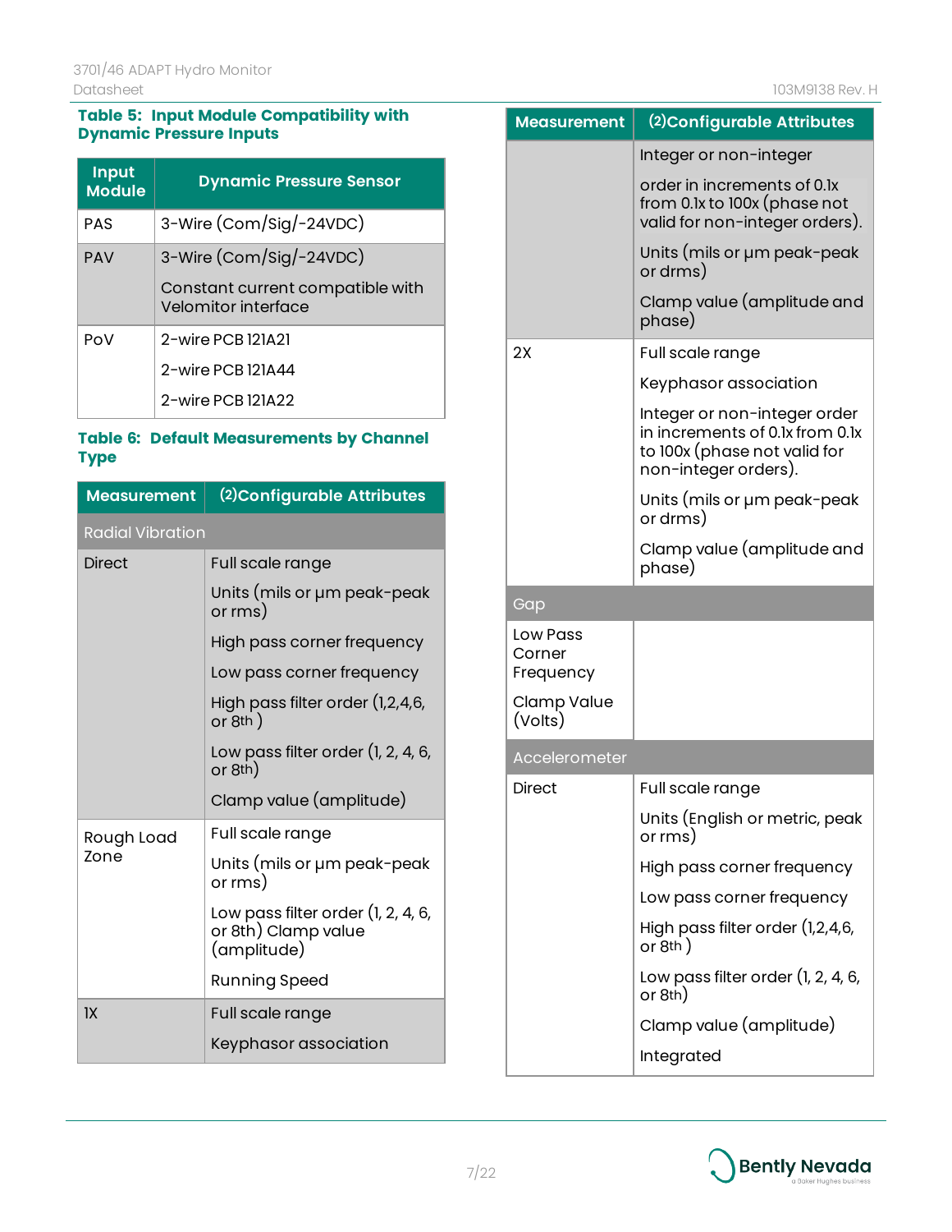**Table 5: Input Module Compatibility with Dynamic Pressure Inputs**

| Input Module | Dynamic Pressure Sensor |
|---|---|
| PAS | 3-Wire (Com/Sig/-24VDC) |
| PAV | 3-Wire (Com/Sig/-24VDC)<br>Constant current compatible with Velomitor interface |
| PoV | 2-wire PCB 121A21<br>2-wire PCB 121A44<br>2-wire PCB 121A22 |

**Table 6: Default Measurements by Channel Type**

| Measurement | (2)Configurable Attributes |
|---|---|
| **Radial Vibration** | |
| Direct | Full scale range<br>Units (mils or µm peak-peak or rms)<br>High pass corner frequency<br>Low pass corner frequency<br>High pass filter order (1,2,4,6, or 8th )<br>Low pass filter order (1, 2, 4, 6, or 8th)<br>Clamp value (amplitude) |
| Rough Load Zone | Full scale range<br>Units (mils or µm peak-peak or rms)<br>Low pass filter order (1, 2, 4, 6, or 8th) Clamp value (amplitude)<br>Running Speed |
| 1X | Full scale range<br>Keyphasor association<br>Integer or non-integer<br>order in increments of 0.1x from 0.1x to 100x (phase not valid for non-integer orders).<br>Units (mils or µm peak-peak or drms)<br>Clamp value (amplitude and phase) |
| 2X | Full scale range<br>Keyphasor association<br>Integer or non-integer order in increments of 0.1x from 0.1x to 100x (phase not valid for non-integer orders).<br>Units (mils or µm peak-peak or drms)<br>Clamp value (amplitude and phase) |
| **Gap** | |
| Low Pass Corner Frequency<br>Clamp Value (Volts) | |
| **Accelerometer** | |
| Direct | Full scale range<br>Units (English or metric, peak or rms)<br>High pass corner frequency<br>Low pass corner frequency<br>High pass filter order (1,2,4,6, or 8th )<br>Low pass filter order (1, 2, 4, 6, or 8th)<br>Clamp value (amplitude)<br>Integrated |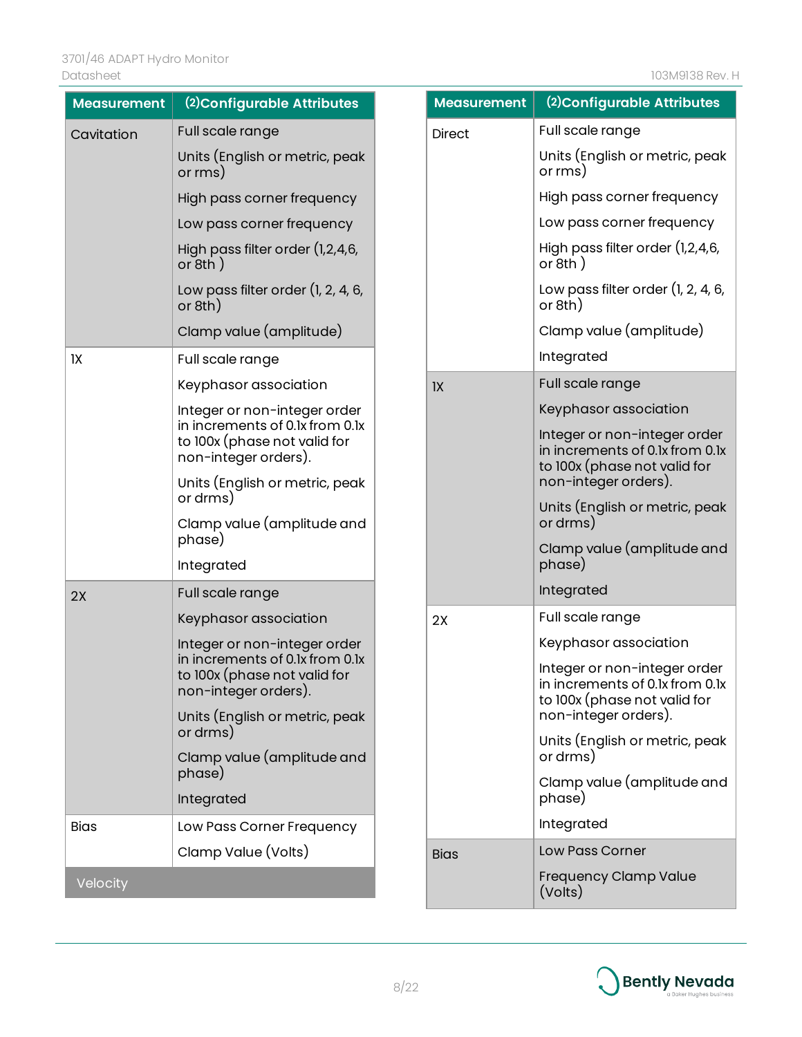| Measurement | (2)Configurable Attributes |
|---|---|
| Cavitation | Full scale range<br>Units (English or metric, peak or rms)<br>High pass corner frequency<br>Low pass corner frequency<br>High pass filter order (1,2,4,6, or 8th )<br>Low pass filter order (1, 2, 4, 6, or 8th)<br>Clamp value (amplitude) |
| 1X | Full scale range<br>Keyphasor association<br>Integer or non-integer order in increments of 0.1x from 0.1x to 100x (phase not valid for non-integer orders).<br>Units (English or metric, peak or drms)<br>Clamp value (amplitude and phase)<br>Integrated |
| 2X | Full scale range<br>Keyphasor association<br>Integer or non-integer order in increments of 0.1x from 0.1x to 100x (phase not valid for non-integer orders).<br>Units (English or metric, peak or drms)<br>Clamp value (amplitude and phase)<br>Integrated |
| Bias | Low Pass Corner Frequency<br>Clamp Value (Volts) |
| Velocity | |

| Measurement | (2)Configurable Attributes |
|---|---|
| Direct | Full scale range<br>Units (English or metric, peak or rms)<br>High pass corner frequency<br>Low pass corner frequency<br>High pass filter order (1,2,4,6, or 8th )<br>Low pass filter order (1, 2, 4, 6, or 8th)<br>Clamp value (amplitude)<br>Integrated |
| 1X | Full scale range<br>Keyphasor association<br>Integer or non-integer order in increments of 0.1x from 0.1x to 100x (phase not valid for non-integer orders).<br>Units (English or metric, peak or drms)<br>Clamp value (amplitude and phase)<br>Integrated |
| 2X | Full scale range<br>Keyphasor association<br>Integer or non-integer order in increments of 0.1x from 0.1x to 100x (phase not valid for non-integer orders).<br>Units (English or metric, peak or drms)<br>Clamp value (amplitude and phase)<br>Integrated |
| Bias | Low Pass Corner<br>Frequency Clamp Value (Volts) |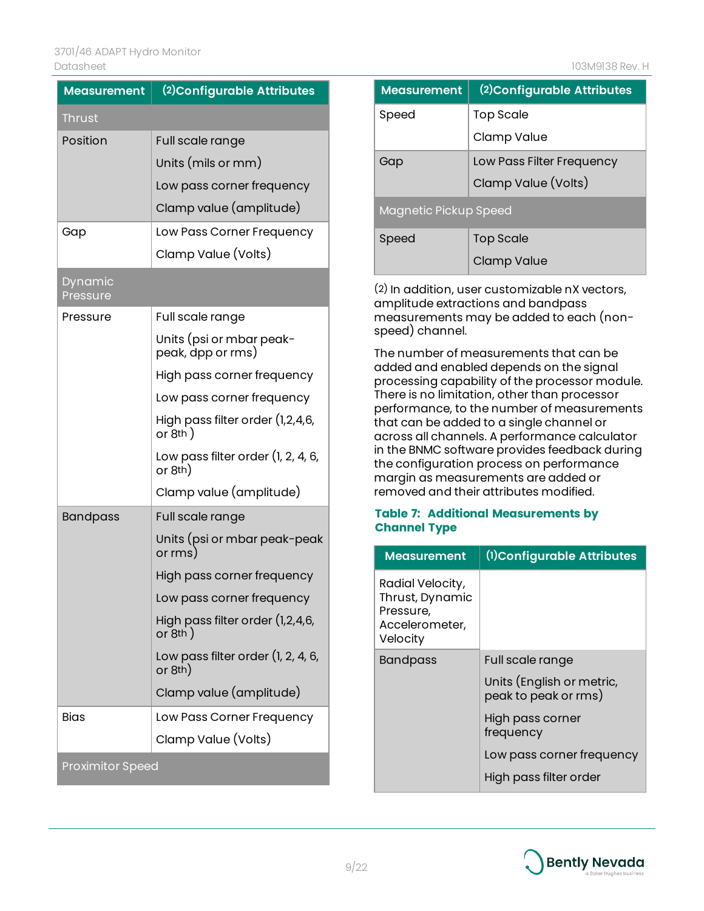| Measurement | (2)Configurable Attributes |
|---|---|
| Thrust | |
| Position | Full scale range<br>Units (mils or mm)<br>Low pass corner frequency<br>Clamp value (amplitude) |
| Gap | Low Pass Corner Frequency<br>Clamp Value (Volts) |
| Dynamic Pressure | |
| Pressure | Full scale range<br>Units (psi or mbar peak-peak, dpp or rms)<br>High pass corner frequency<br>Low pass corner frequency<br>High pass filter order (1,2,4,6, or 8th )<br>Low pass filter order (1, 2, 4, 6, or 8th)<br>Clamp value (amplitude) |
| Bandpass | Full scale range<br>Units (psi or mbar peak-peak or rms)<br>High pass corner frequency<br>Low pass corner frequency<br>High pass filter order (1,2,4,6, or 8th )<br>Low pass filter order (1, 2, 4, 6, or 8th)<br>Clamp value (amplitude) |
| Bias | Low Pass Corner Frequency<br>Clamp Value (Volts) |
| Proximitor Speed | |
| Speed | Top Scale<br>Clamp Value |
| Gap | Low Pass Filter Frequency<br>Clamp Value (Volts) |
| Magnetic Pickup Speed | |
| Speed | Top Scale<br>Clamp Value |

(2) In addition, user customizable nX vectors, amplitude extractions and bandpass measurements may be added to each (non-speed) channel.

The number of measurements that can be added and enabled depends on the signal processing capability of the processor module. There is no limitation, other than processor performance, to the number of measurements that can be added to a single channel or across all channels. A performance calculator in the BNMC software provides feedback during the configuration process on performance margin as measurements are added or removed and their attributes modified.

**Table 7: Additional Measurements by Channel Type**

| Measurement | (1)Configurable Attributes |
|---|---|
| Radial Velocity, Thrust, Dynamic Pressure, Accelerometer, Velocity | |
| Bandpass | Full scale range<br>Units (English or metric, peak to peak or rms)<br>High pass corner frequency<br>Low pass corner frequency<br>High pass filter order |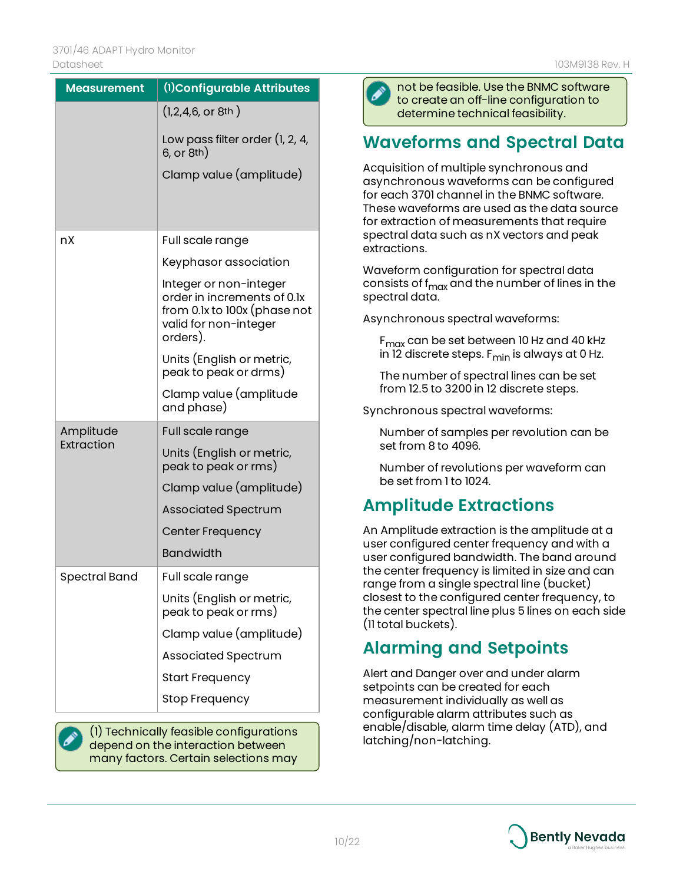| Measurement | (1)Configurable Attributes |
|---|---|
| | (1,2,4,6, or 8th )<br><br>Low pass filter order (1, 2, 4, 6, or 8th)<br><br>Clamp value (amplitude) |
| nX | Full scale range<br><br>Keyphasor association<br><br>Integer or non-integer order in increments of 0.1x from 0.1x to 100x (phase not valid for non-integer orders).<br><br>Units (English or metric, peak to peak or drms)<br><br>Clamp value (amplitude and phase) |
| Amplitude Extraction | Full scale range<br><br>Units (English or metric, peak to peak or rms)<br><br>Clamp value (amplitude)<br><br>Associated Spectrum<br><br>Center Frequency<br><br>Bandwidth |
| Spectral Band | Full scale range<br><br>Units (English or metric, peak to peak or rms)<br><br>Clamp value (amplitude)<br><br>Associated Spectrum<br><br>Start Frequency<br><br>Stop Frequency |

(1) Technically feasible configurations depend on the interaction between many factors. Certain selections may not be feasible. Use the BNMC software to create an off-line configuration to determine technical feasibility.

## Waveforms and Spectral Data

Acquisition of multiple synchronous and asynchronous waveforms can be configured for each 3701 channel in the BNMC software. These waveforms are used as the data source for extraction of measurements that require spectral data such as nX vectors and peak extractions.

Waveform configuration for spectral data consists of $f_{max}$ and the number of lines in the spectral data.

Asynchronous spectral waveforms:

$F_{max}$ can be set between 10 Hz and 40 kHz in 12 discrete steps. $F_{min}$ is always at 0 Hz.

The number of spectral lines can be set from 12.5 to 3200 in 12 discrete steps.

Synchronous spectral waveforms:

Number of samples per revolution can be set from 8 to 4096.

Number of revolutions per waveform can be set from 1 to 1024.

## Amplitude Extractions

An Amplitude extraction is the amplitude at a user configured center frequency and with a user configured bandwidth. The band around the center frequency is limited in size and can range from a single spectral line (bucket) closest to the configured center frequency, to the center spectral line plus 5 lines on each side (11 total buckets).

## Alarming and Setpoints

Alert and Danger over and under alarm setpoints can be created for each measurement individually as well as configurable alarm attributes such as enable/disable, alarm time delay (ATD), and latching/non-latching.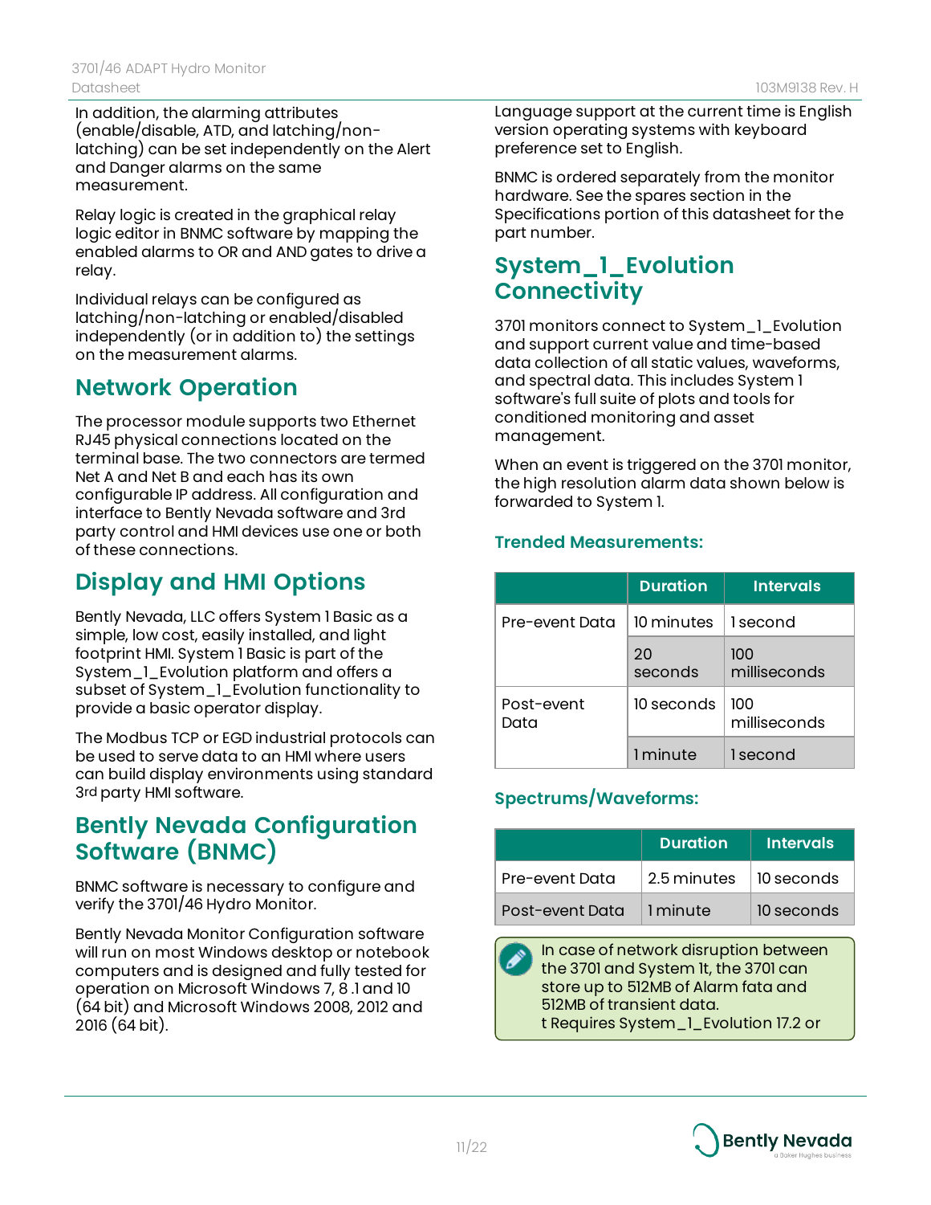In addition, the alarming attributes (enable/disable, ATD, and latching/non-latching) can be set independently on the Alert and Danger alarms on the same measurement.

Relay logic is created in the graphical relay logic editor in BNMC software by mapping the enabled alarms to OR and AND gates to drive a relay.

Individual relays can be configured as latching/non-latching or enabled/disabled independently (or in addition to) the settings on the measurement alarms.

## Network Operation

The processor module supports two Ethernet RJ45 physical connections located on the terminal base. The two connectors are termed Net A and Net B and each has its own configurable IP address. All configuration and interface to Bently Nevada software and 3rd party control and HMI devices use one or both of these connections.

## Display and HMI Options

Bently Nevada, LLC offers System 1 Basic as a simple, low cost, easily installed, and light footprint HMI. System 1 Basic is part of the System_1_Evolution platform and offers a subset of System_1_Evolution functionality to provide a basic operator display.

The Modbus TCP or EGD industrial protocols can be used to serve data to an HMI where users can build display environments using standard 3rd party HMI software.

## Bently Nevada Configuration Software (BNMC)

BNMC software is necessary to configure and verify the 3701/46 Hydro Monitor.

Bently Nevada Monitor Configuration software will run on most Windows desktop or notebook computers and is designed and fully tested for operation on Microsoft Windows 7, 8 .1 and 10 (64 bit) and Microsoft Windows 2008, 2012 and 2016 (64 bit).

Language support at the current time is English version operating systems with keyboard preference set to English.

BNMC is ordered separately from the monitor hardware. See the spares section in the Specifications portion of this datasheet for the part number.

## System_1_Evolution Connectivity

3701 monitors connect to System_1_Evolution and support current value and time-based data collection of all static values, waveforms, and spectral data. This includes System 1 software's full suite of plots and tools for conditioned monitoring and asset management.

When an event is triggered on the 3701 monitor, the high resolution alarm data shown below is forwarded to System 1.

### Trended Measurements:

| | Duration | Intervals |
|---|---|---|
| Pre-event Data | 10 minutes | 1 second |
| | 20 seconds | 100 milliseconds |
| Post-event Data | 10 seconds | 100 milliseconds |
| | 1 minute | 1 second |

### Spectrums/Waveforms:

| | Duration | Intervals |
|---|---|---|
| Pre-event Data | 2.5 minutes | 10 seconds |
| Post-event Data | 1 minute | 10 seconds |

In case of network disruption between the 3701 and System 1t, the 3701 can store up to 512MB of Alarm fata and 512MB of transient data.
t Requires System_1_Evolution 17.2 or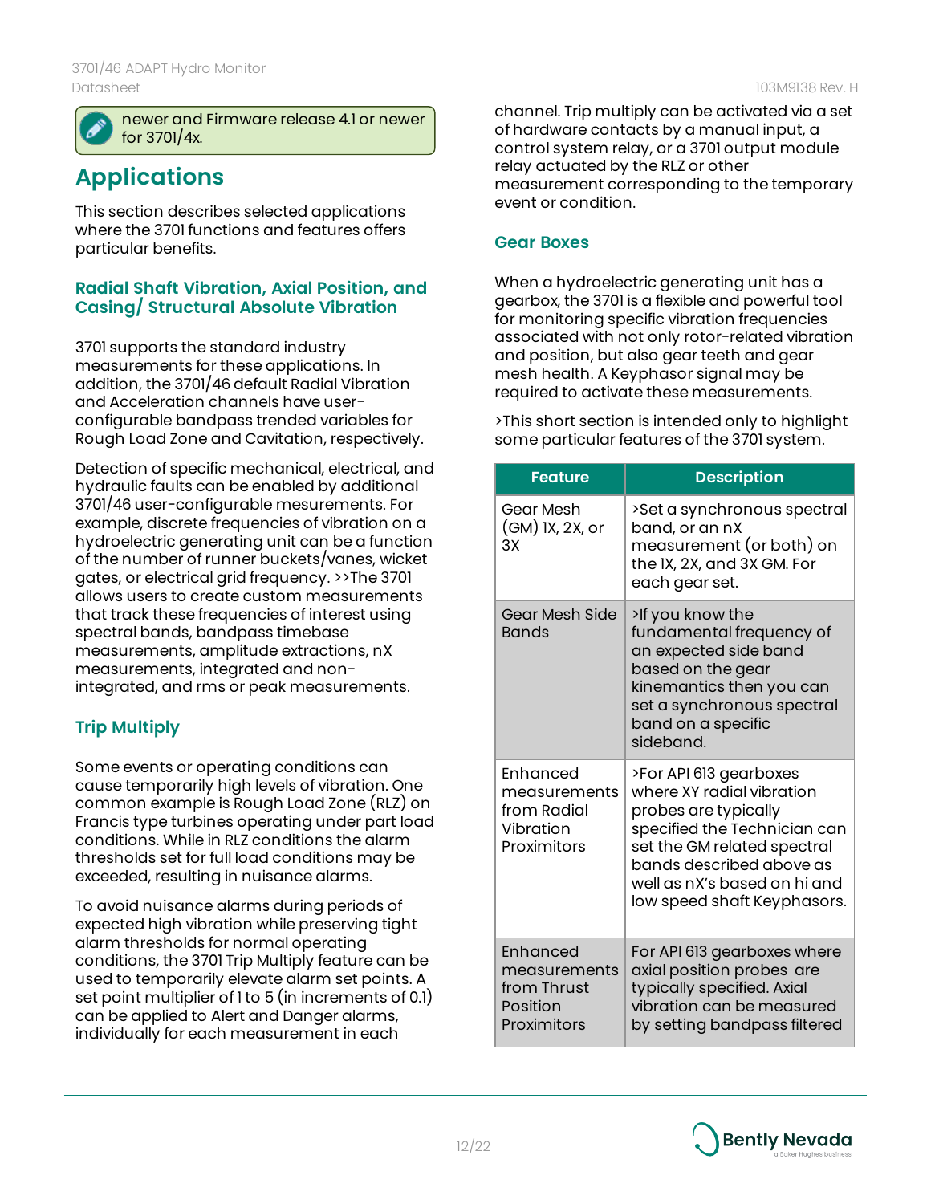newer and Firmware release 4.1 or newer for 3701/4x.

## Applications

This section describes selected applications where the 3701 functions and features offers particular benefits.

### Radial Shaft Vibration, Axial Position, and Casing/ Structural Absolute Vibration

3701 supports the standard industry measurements for these applications. In addition, the 3701/46 default Radial Vibration and Acceleration channels have user-configurable bandpass trended variables for Rough Load Zone and Cavitation, respectively.

Detection of specific mechanical, electrical, and hydraulic faults can be enabled by additional 3701/46 user-configurable mesurements. For example, discrete frequencies of vibration on a hydroelectric generating unit can be a function of the number of runner buckets/vanes, wicket gates, or electrical grid frequency. >>The 3701 allows users to create custom measurements that track these frequencies of interest using spectral bands, bandpass timebase measurements, amplitude extractions, nX measurements, integrated and non-integrated, and rms or peak measurements.

### Trip Multiply

Some events or operating conditions can cause temporarily high levels of vibration. One common example is Rough Load Zone (RLZ) on Francis type turbines operating under part load conditions. While in RLZ conditions the alarm thresholds set for full load conditions may be exceeded, resulting in nuisance alarms.

To avoid nuisance alarms during periods of expected high vibration while preserving tight alarm thresholds for normal operating conditions, the 3701 Trip Multiply feature can be used to temporarily elevate alarm set points. A set point multiplier of 1 to 5 (in increments of 0.1) can be applied to Alert and Danger alarms, individually for each measurement in each channel. Trip multiply can be activated via a set of hardware contacts by a manual input, a control system relay, or a 3701 output module relay actuated by the RLZ or other measurement corresponding to the temporary event or condition.

### Gear Boxes

When a hydroelectric generating unit has a gearbox, the 3701 is a flexible and powerful tool for monitoring specific vibration frequencies associated with not only rotor-related vibration and position, but also gear teeth and gear mesh health. A Keyphasor signal may be required to activate these measurements.

>This short section is intended only to highlight some particular features of the 3701 system.

| Feature | Description |
|---|---|
| Gear Mesh (GM) 1X, 2X, or 3X | >Set a synchronous spectral band, or an nX measurement (or both) on the 1X, 2X, and 3X GM. For each gear set. |
| Gear Mesh Side Bands | >If you know the fundamental frequency of an expected side band based on the gear kinemantics then you can set a synchronous spectral band on a specific sideband. |
| Enhanced measurements from Radial Vibration Proximitors | >For API 613 gearboxes where XY radial vibration probes are typically specified the Technician can set the GM related spectral bands described above as well as nX's based on hi and low speed shaft Keyphasors. |
| Enhanced measurements from Thrust Position Proximitors | For API 613 gearboxes where axial position probes are typically specified. Axial vibration can be measured by setting bandpass filtered |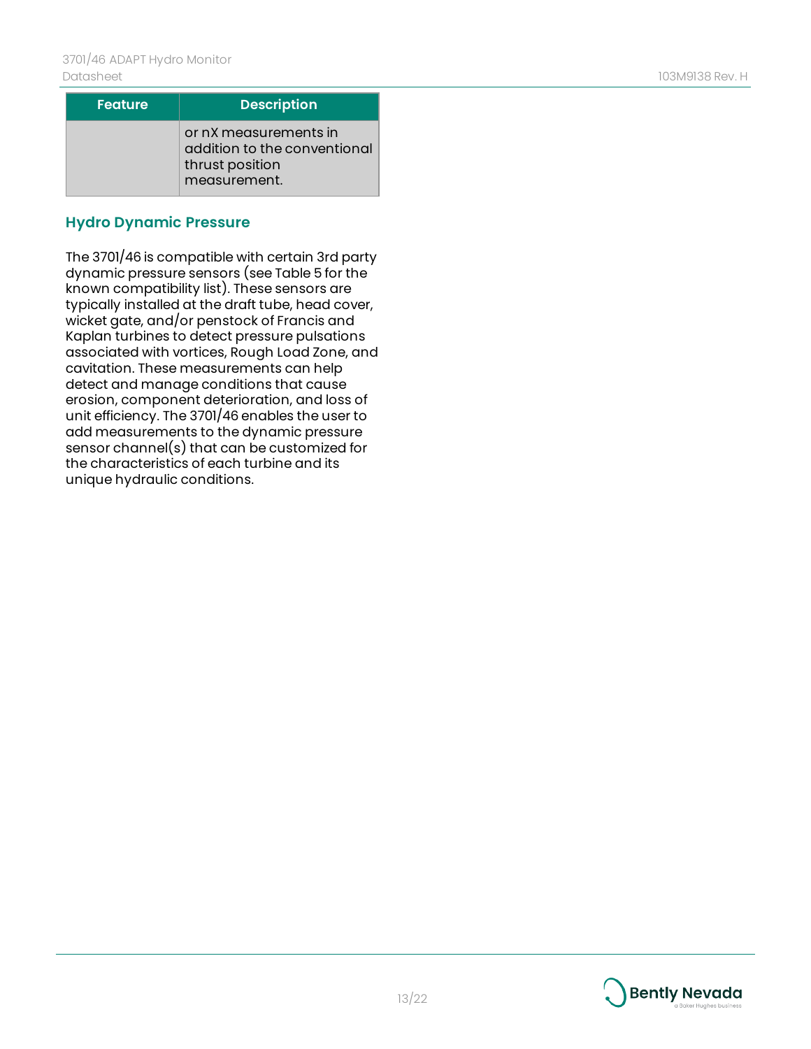| Feature | Description |
|---|---|
| | or nX measurements in addition to the conventional thrust position measurement. |

## Hydro Dynamic Pressure

The 3701/46 is compatible with certain 3rd party dynamic pressure sensors (see Table 5 for the known compatibility list). These sensors are typically installed at the draft tube, head cover, wicket gate, and/or penstock of Francis and Kaplan turbines to detect pressure pulsations associated with vortices, Rough Load Zone, and cavitation. These measurements can help detect and manage conditions that cause erosion, component deterioration, and loss of unit efficiency. The 3701/46 enables the user to add measurements to the dynamic pressure sensor channel(s) that can be customized for the characteristics of each turbine and its unique hydraulic conditions.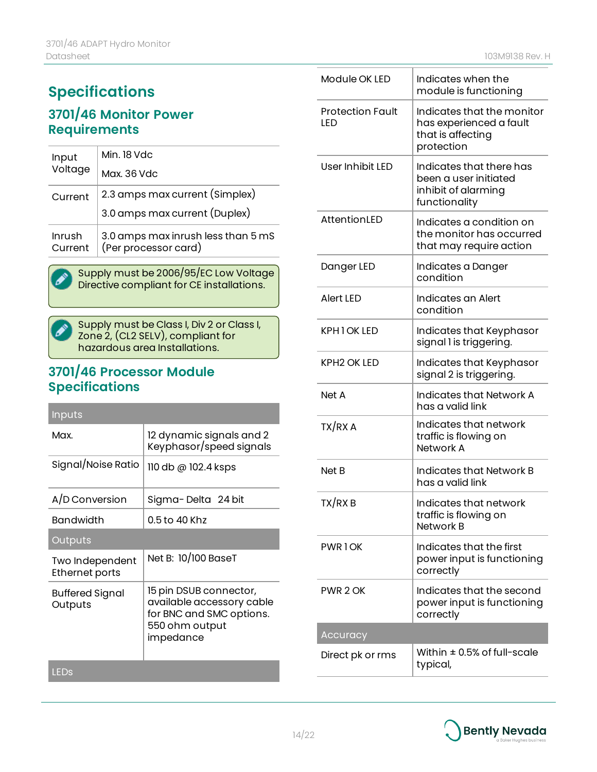# Specifications

## 3701/46 Monitor Power Requirements

| | |
|---|---|
| Input Voltage | Min. 18 Vdc<br>Max. 36 Vdc |
| Current | 2.3 amps max current (Simplex)<br>3.0 amps max current (Duplex) |
| Inrush Current | 3.0 amps max inrush less than 5 mS (Per processor card) |

> Supply must be 2006/95/EC Low Voltage Directive compliant for CE installations.

> Supply must be Class I, Div 2 or Class I, Zone 2, (CL2 SELV), compliant for hazardous area Installations.

## 3701/46 Processor Module Specifications

| Inputs | |
|---|---|
| Max. | 12 dynamic signals and 2 Keyphasor/speed signals |
| Signal/Noise Ratio | 110 db @ 102.4 ksps |
| A/D Conversion | Sigma- Delta 24 bit |
| Bandwidth | 0.5 to 40 Khz |
| **Outputs** | |
| Two Independent Ethernet ports | Net B: 10/100 BaseT |
| Buffered Signal Outputs | 15 pin DSUB connector, available accessory cable for BNC and SMC options. 550 ohm output impedance |
| **LEDs** | |
| Module OK LED | Indicates when the module is functioning |
| Protection Fault LED | Indicates that the monitor has experienced a fault that is affecting protection |
| User Inhibit LED | Indicates that there has been a user initiated inhibit of alarming functionality |
| AttentionLED | Indicates a condition on the monitor has occurred that may require action |
| Danger LED | Indicates a Danger condition |
| Alert LED | Indicates an Alert condition |
| KPH 1 OK LED | Indicates that Keyphasor signal 1 is triggering. |
| KPH2 OK LED | Indicates that Keyphasor signal 2 is triggering. |
| Net A | Indicates that Network A has a valid link |
| TX/RX A | Indicates that network traffic is flowing on Network A |
| Net B | Indicates that Network B has a valid link |
| TX/RX B | Indicates that network traffic is flowing on Network B |
| PWR 1 OK | Indicates that the first power input is functioning correctly |
| PWR 2 OK | Indicates that the second power input is functioning correctly |
| **Accuracy** | |
| Direct pk or rms | Within ± 0.5% of full-scale typical, |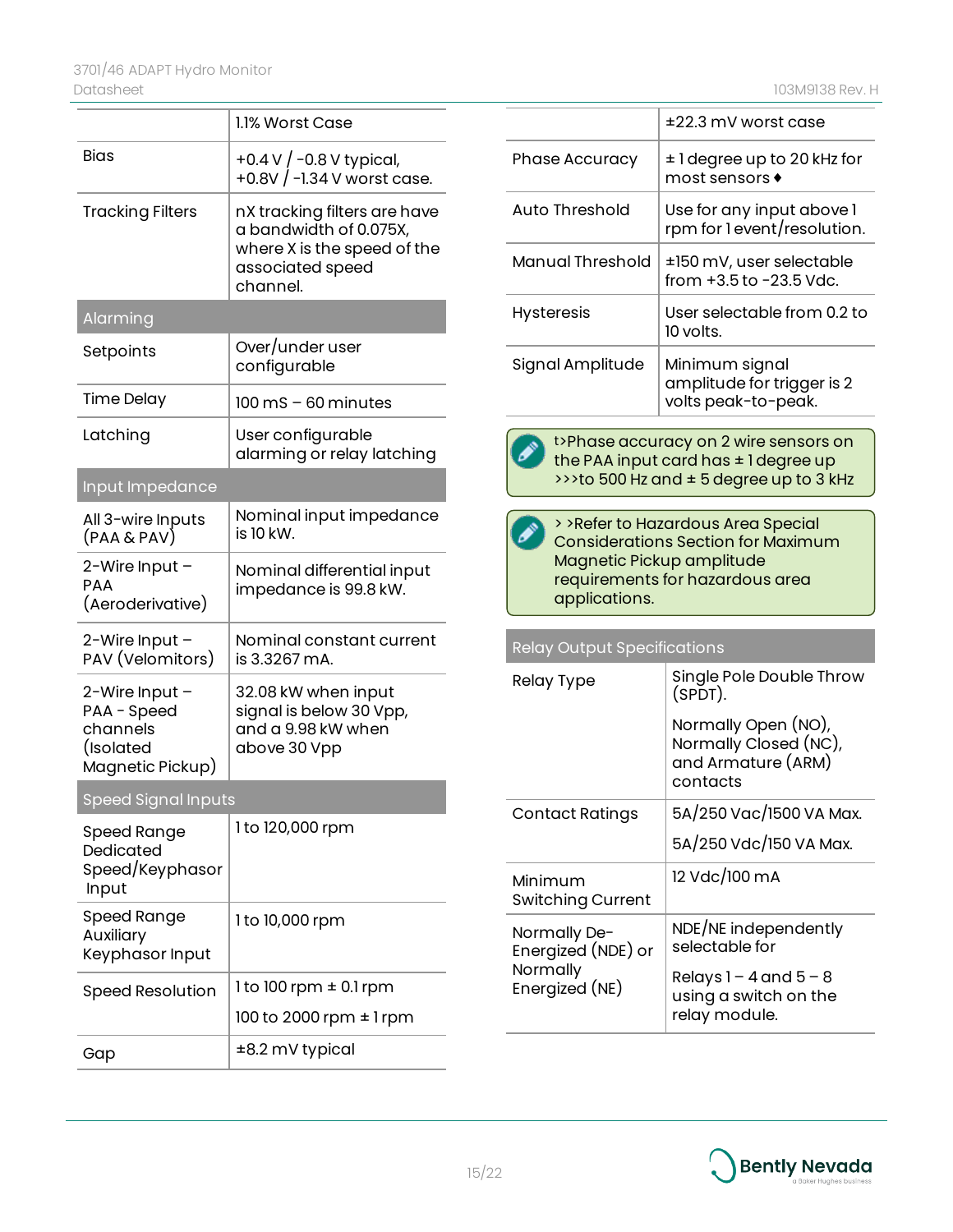| | |
|---|---|
| | 1.1% Worst Case |
| Bias | +0.4 V / -0.8 V typical, +0.8V / -1.34 V worst case. |
| Tracking Filters | nX tracking filters are have a bandwidth of 0.075X, where X is the speed of the associated speed channel. |
| **Alarming** | |
| Setpoints | Over/under user configurable |
| Time Delay | 100 mS – 60 minutes |
| Latching | User configurable alarming or relay latching |
| **Input Impedance** | |
| All 3-wire Inputs (PAA & PAV) | Nominal input impedance is 10 kW. |
| 2-Wire Input – PAA (Aeroderivative) | Nominal differential input impedance is 99.8 kW. |
| 2-Wire Input – PAV (Velomitors) | Nominal constant current is 3.3267 mA. |
| 2-Wire Input – PAA - Speed channels (Isolated Magnetic Pickup) | 32.08 kW when input signal is below 30 Vpp, and a 9.98 kW when above 30 Vpp |
| **Speed Signal Inputs** | |
| Speed Range Dedicated Speed/Keyphasor Input | 1 to 120,000 rpm |
| Speed Range Auxiliary Keyphasor Input | 1 to 10,000 rpm |
| Speed Resolution | 1 to 100 rpm ± 0.1 rpm<br>100 to 2000 rpm ± 1 rpm |
| Gap | ±8.2 mV typical |
| | ±22.3 mV worst case |
| Phase Accuracy | ± 1 degree up to 20 kHz for most sensors ♦ |
| Auto Threshold | Use for any input above 1 rpm for 1 event/resolution. |
| Manual Threshold | ±150 mV, user selectable from +3.5 to -23.5 Vdc. |
| Hysteresis | User selectable from 0.2 to 10 volts. |
| Signal Amplitude | Minimum signal amplitude for trigger is 2 volts peak-to-peak. |

t>Phase accuracy on 2 wire sensors on the PAA input card has ± 1 degree up >>>to 500 Hz and ± 5 degree up to 3 kHz

> >Refer to Hazardous Area Special Considerations Section for Maximum Magnetic Pickup amplitude requirements for hazardous area applications.

| Relay Output Specifications | |
|---|---|
| Relay Type | Single Pole Double Throw (SPDT).<br>Normally Open (NO), Normally Closed (NC), and Armature (ARM) contacts |
| Contact Ratings | 5A/250 Vac/1500 VA Max.<br>5A/250 Vdc/150 VA Max. |
| Minimum Switching Current | 12 Vdc/100 mA |
| Normally De-Energized (NDE) or Normally Energized (NE) | NDE/NE independently selectable for<br>Relays 1 – 4 and 5 – 8 using a switch on the relay module. |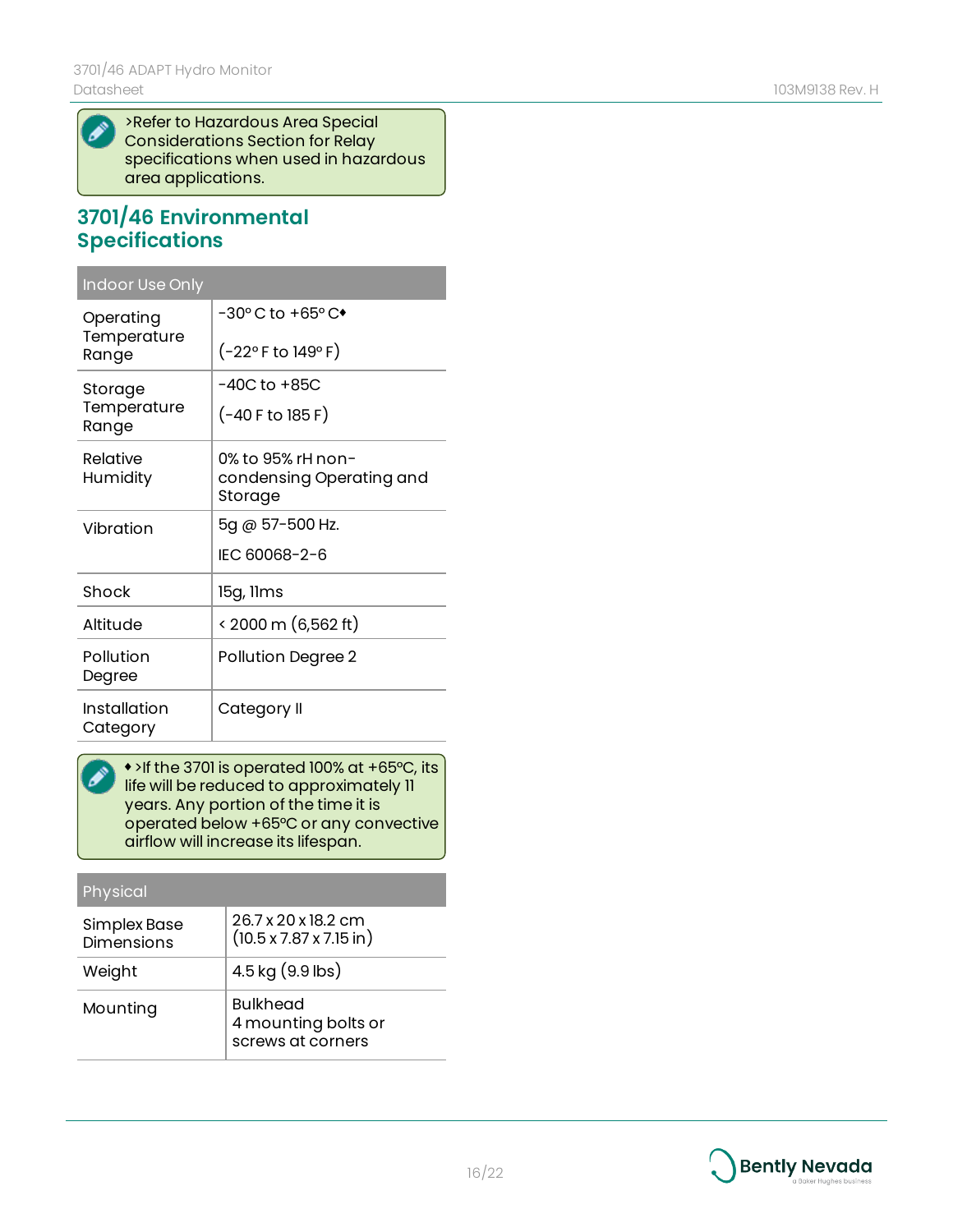>Refer to Hazardous Area Special Considerations Section for Relay specifications when used in hazardous area applications.

## 3701/46 Environmental Specifications

| Indoor Use Only | |
|---|---|
| Operating Temperature Range | -30° C to +65° C♦<br><br>(-22° F to 149° F) |
| Storage Temperature Range | -40C to +85C<br><br>(-40 F to 185 F) |
| Relative Humidity | 0% to 95% rH non-condensing Operating and Storage |
| Vibration | 5g @ 57-500 Hz.<br><br>IEC 60068-2-6 |
| Shock | 15g, 11ms |
| Altitude | < 2000 m (6,562 ft) |
| Pollution Degree | Pollution Degree 2 |
| Installation Category | Category II |

♦ >If the 3701 is operated 100% at +65°C, its life will be reduced to approximately 11 years. Any portion of the time it is operated below +65°C or any convective airflow will increase its lifespan.

| Physical | |
|---|---|
| Simplex Base Dimensions | 26.7 x 20 x 18.2 cm<br>(10.5 x 7.87 x 7.15 in) |
| Weight | 4.5 kg (9.9 lbs) |
| Mounting | Bulkhead<br>4 mounting bolts or screws at corners |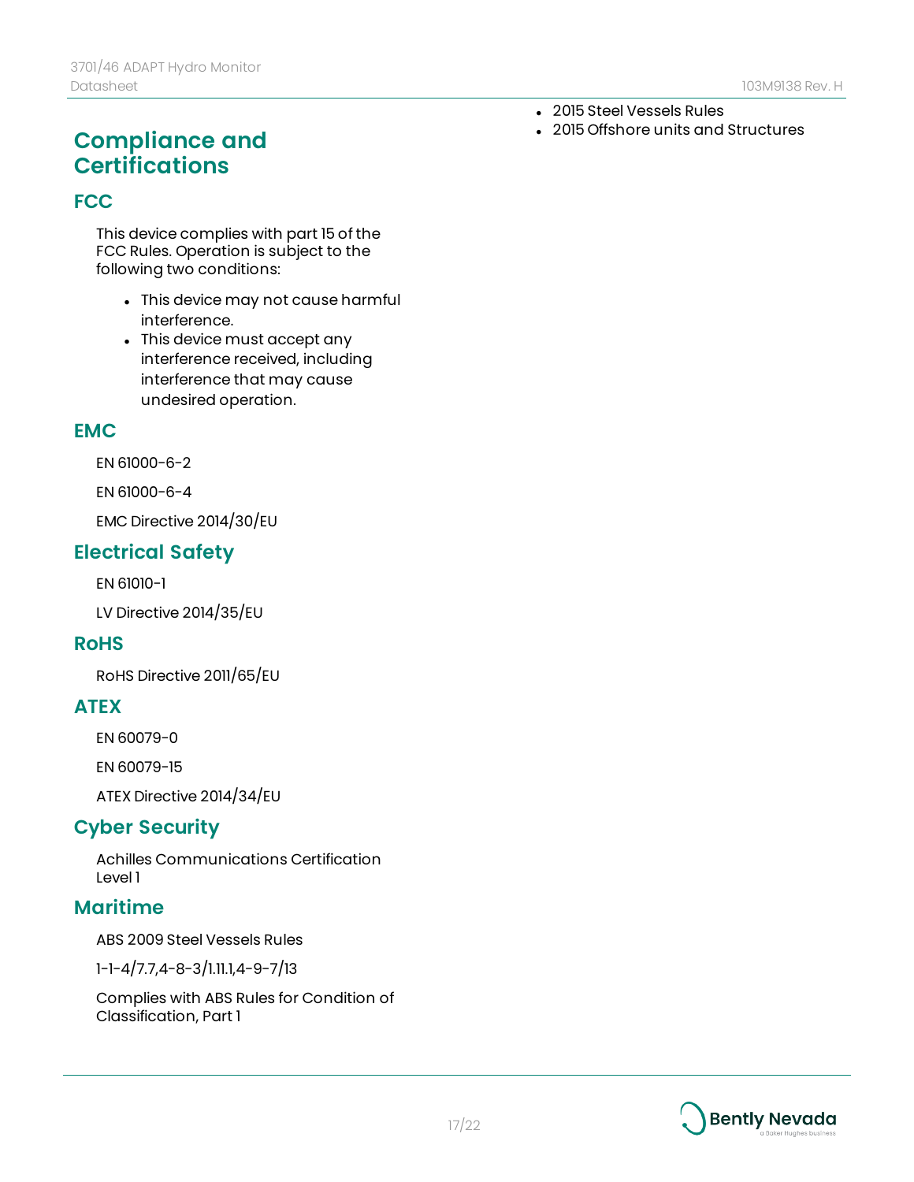# Compliance and Certifications

## FCC

This device complies with part 15 of the FCC Rules. Operation is subject to the following two conditions:

- This device may not cause harmful interference.
- This device must accept any interference received, including interference that may cause undesired operation.

## EMC

EN 61000-6-2

EN 61000-6-4

EMC Directive 2014/30/EU

## Electrical Safety

EN 61010-1

LV Directive 2014/35/EU

## RoHS

RoHS Directive 2011/65/EU

## ATEX

EN 60079-0

EN 60079-15

ATEX Directive 2014/34/EU

## Cyber Security

Achilles Communications Certification Level 1

## Maritime

ABS 2009 Steel Vessels Rules

1-1-4/7.7,4-8-3/1.11.1,4-9-7/13

Complies with ABS Rules for Condition of Classification, Part 1

- 2015 Steel Vessels Rules
- 2015 Offshore units and Structures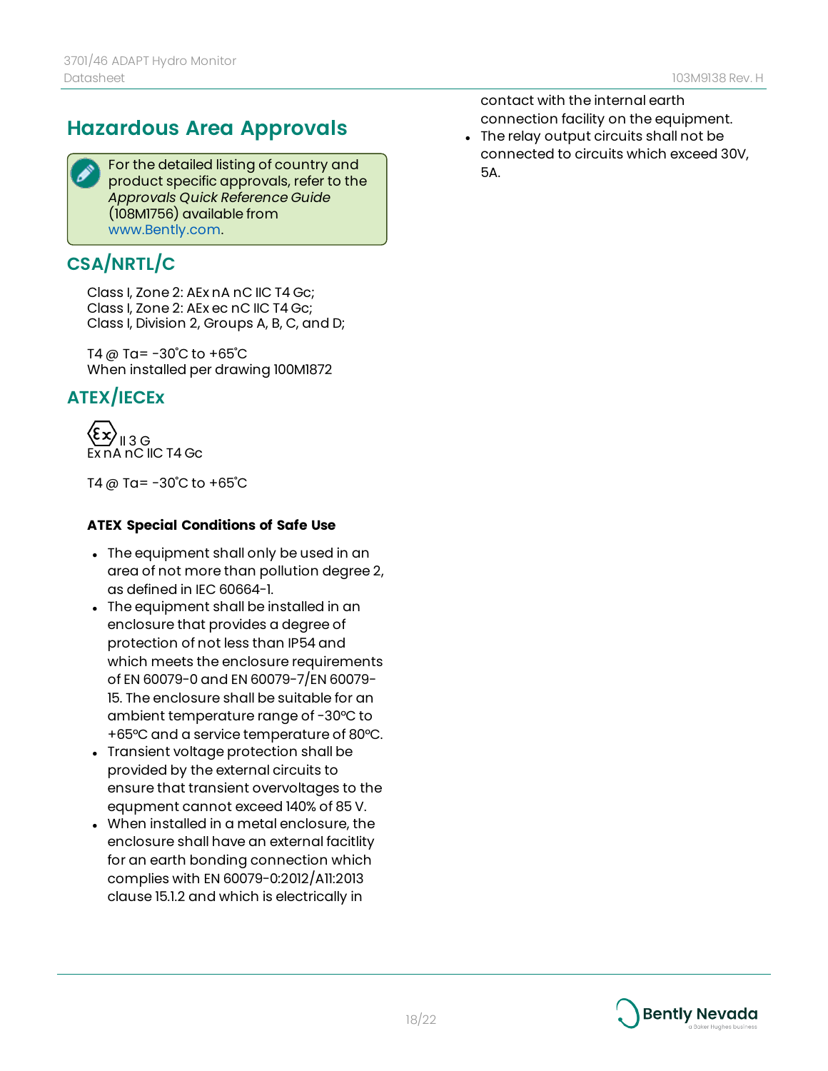# Hazardous Area Approvals

> For the detailed listing of country and product specific approvals, refer to the *Approvals Quick Reference Guide* (108M1756) available from www.Bently.com.

## CSA/NRTL/C

Class I, Zone 2: AEx nA nC IIC T4 Gc;
Class I, Zone 2: AEx ec nC IIC T4 Gc;
Class I, Division 2, Groups A, B, C, and D;

T4 @ Ta= -30˚C to +65˚C
When installed per drawing 100M1872

## ATEX/IECEx

Ex II 3 G
Ex nA nC IIC T4 Gc

T4 @ Ta= -30˚C to +65˚C

**ATEX Special Conditions of Safe Use**

- The equipment shall only be used in an area of not more than pollution degree 2, as defined in IEC 60664-1.
- The equipment shall be installed in an enclosure that provides a degree of protection of not less than IP54 and which meets the enclosure requirements of EN 60079-0 and EN 60079-7/EN 60079-15. The enclosure shall be suitable for an ambient temperature range of -30ºC to +65ºC and a service temperature of 80ºC.
- Transient voltage protection shall be provided by the external circuits to ensure that transient overvoltages to the equpment cannot exceed 140% of 85 V.
- When installed in a metal enclosure, the enclosure shall have an external facitlity for an earth bonding connection which complies with EN 60079-0:2012/A11:2013 clause 15.1.2 and which is electrically in contact with the internal earth connection facility on the equipment.
- The relay output circuits shall not be connected to circuits which exceed 30V, 5A.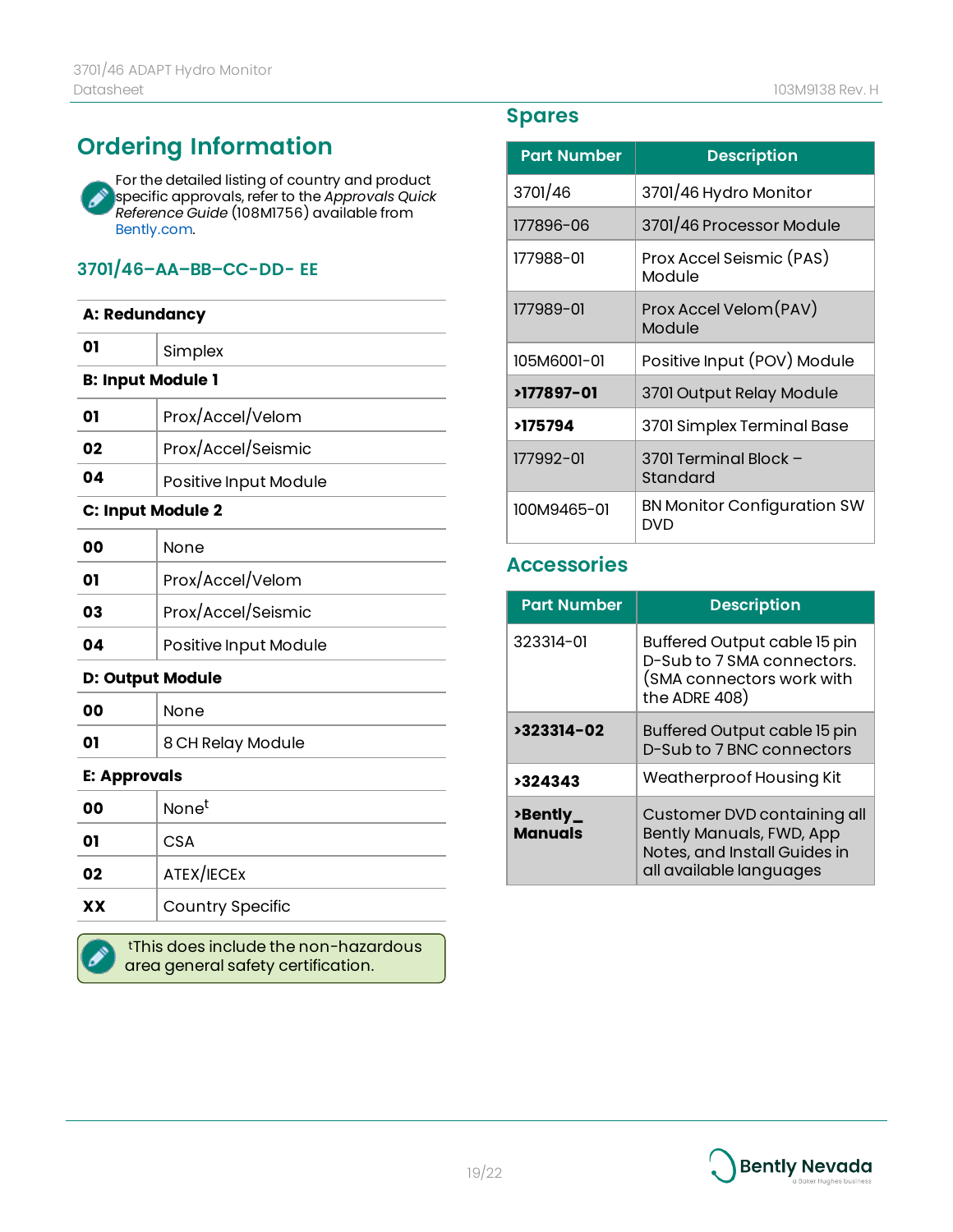## Ordering Information

For the detailed listing of country and product specific approvals, refer to the *Approvals Quick Reference Guide* (108M1756) available from Bently.com.

### 3701/46–AA–BB–CC–DD- EE

| **A: Redundancy** | |
|---|---|
| **01** | Simplex |
| **B: Input Module 1** | |
| **01** | Prox/Accel/Velom |
| **02** | Prox/Accel/Seismic |
| **04** | Positive Input Module |
| **C: Input Module 2** | |
| **00** | None |
| **01** | Prox/Accel/Velom |
| **03** | Prox/Accel/Seismic |
| **04** | Positive Input Module |
| **D: Output Module** | |
| **00** | None |
| **01** | 8 CH Relay Module |
| **E: Approvals** | |
| **00** | None[t] |
| **01** | CSA |
| **02** | ATEX/IECEx |
| **XX** | Country Specific |

tThis does include the non-hazardous area general safety certification.

## Spares

| Part Number | Description |
|---|---|
| 3701/46 | 3701/46 Hydro Monitor |
| 177896-06 | 3701/46 Processor Module |
| 177988-01 | Prox Accel Seismic (PAS) Module |
| 177989-01 | Prox Accel Velom(PAV) Module |
| 105M6001-01 | Positive Input (POV) Module |
| **›177897-01** | 3701 Output Relay Module |
| **›175794** | 3701 Simplex Terminal Base |
| 177992-01 | 3701 Terminal Block – Standard |
| 100M9465-01 | BN Monitor Configuration SW DVD |

## Accessories

| Part Number | Description |
|---|---|
| 323314-01 | Buffered Output cable 15 pin D-Sub to 7 SMA connectors. (SMA connectors work with the ADRE 408) |
| **›323314-02** | Buffered Output cable 15 pin D-Sub to 7 BNC connectors |
| **›324343** | Weatherproof Housing Kit |
| **›Bently_ Manuals** | Customer DVD containing all Bently Manuals, FWD, App Notes, and Install Guides in all available languages |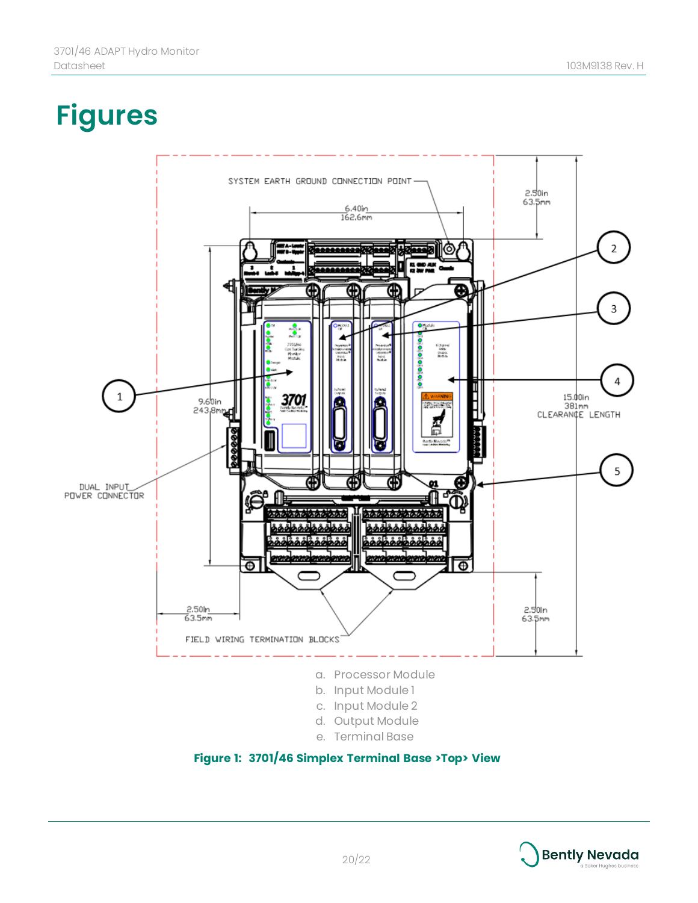# Figures

a. Processor Module
b. Input Module 1
c. Input Module 2
d. Output Module
e. Terminal Base

**Figure 1: 3701/46 Simplex Terminal Base >Top> View**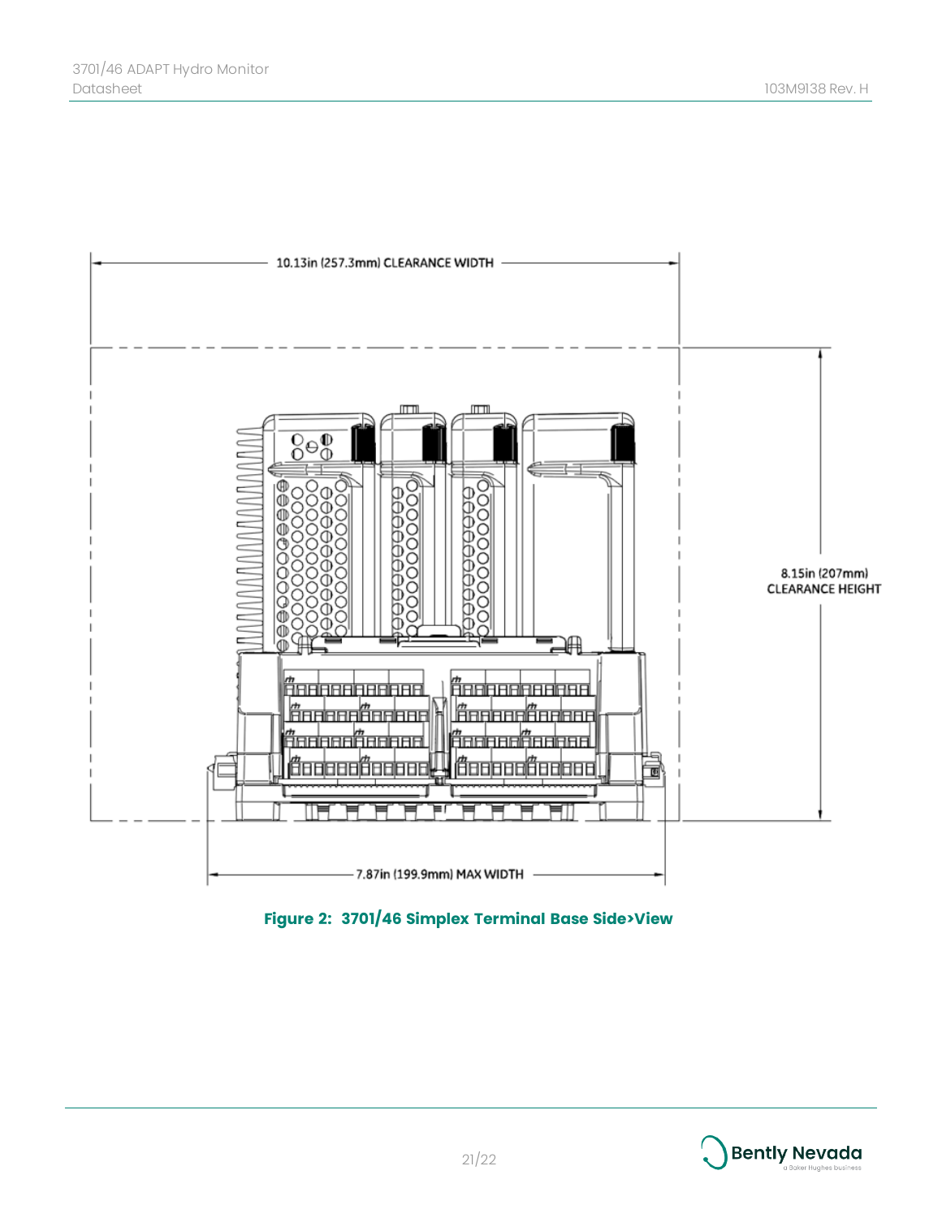10.13in (257.3mm) CLEARANCE WIDTH

8.15in (207mm) CLEARANCE HEIGHT

7.87in (199.9mm) MAX WIDTH

**Figure 2: 3701/46 Simplex Terminal Base Side>View**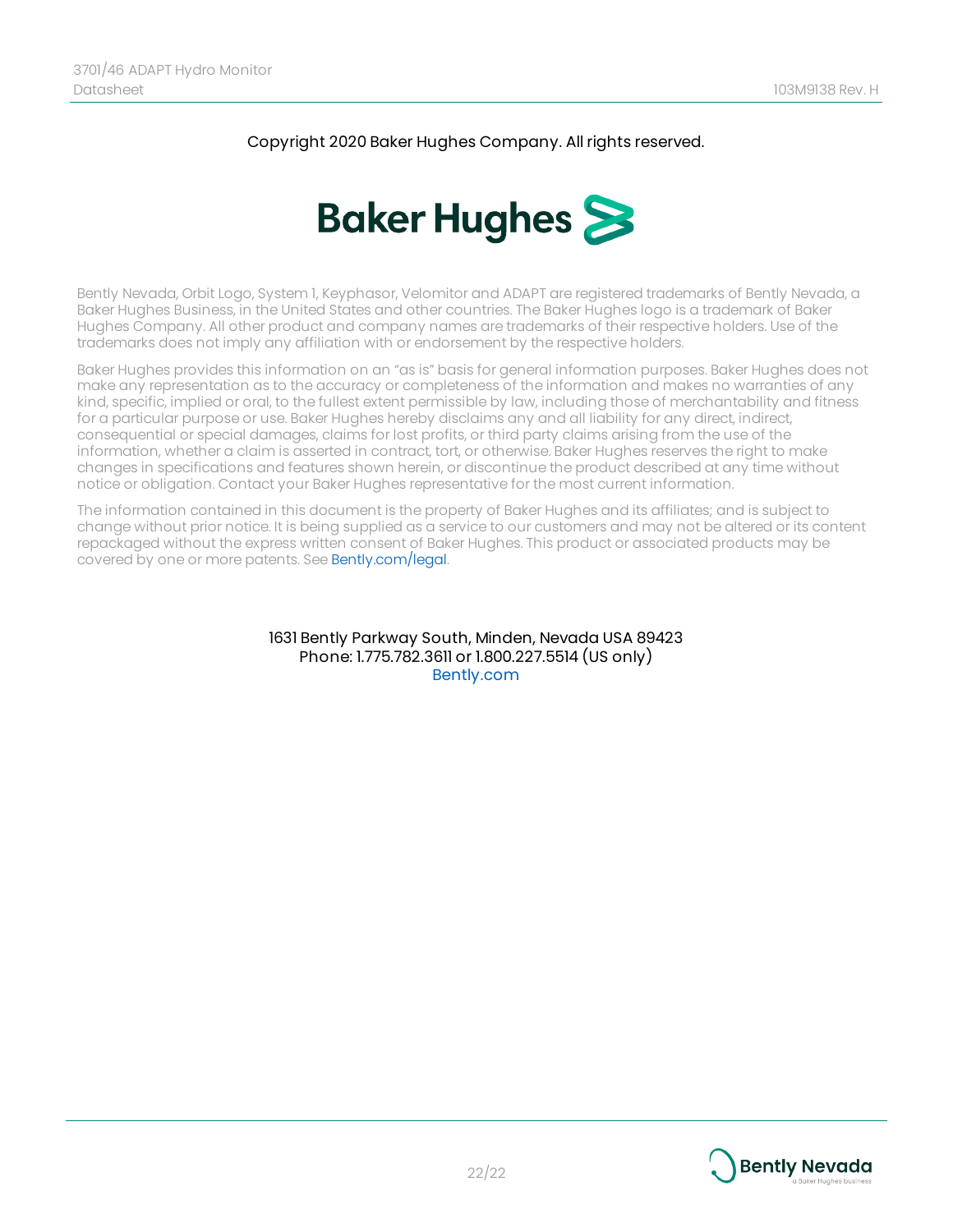Copyright 2020 Baker Hughes Company. All rights reserved.

Bently Nevada, Orbit Logo, System 1, Keyphasor, Velomitor and ADAPT are registered trademarks of Bently Nevada, a Baker Hughes Business, in the United States and other countries. The Baker Hughes logo is a trademark of Baker Hughes Company. All other product and company names are trademarks of their respective holders. Use of the trademarks does not imply any affiliation with or endorsement by the respective holders.

Baker Hughes provides this information on an "as is" basis for general information purposes. Baker Hughes does not make any representation as to the accuracy or completeness of the information and makes no warranties of any kind, specific, implied or oral, to the fullest extent permissible by law, including those of merchantability and fitness for a particular purpose or use. Baker Hughes hereby disclaims any and all liability for any direct, indirect, consequential or special damages, claims for lost profits, or third party claims arising from the use of the information, whether a claim is asserted in contract, tort, or otherwise. Baker Hughes reserves the right to make changes in specifications and features shown herein, or discontinue the product described at any time without notice or obligation. Contact your Baker Hughes representative for the most current information.

The information contained in this document is the property of Baker Hughes and its affiliates; and is subject to change without prior notice. It is being supplied as a service to our customers and may not be altered or its content repackaged without the express written consent of Baker Hughes. This product or associated products may be covered by one or more patents. See Bently.com/legal.

1631 Bently Parkway South, Minden, Nevada USA 89423
Phone: 1.775.782.3611 or 1.800.227.5514 (US only)
Bently.com